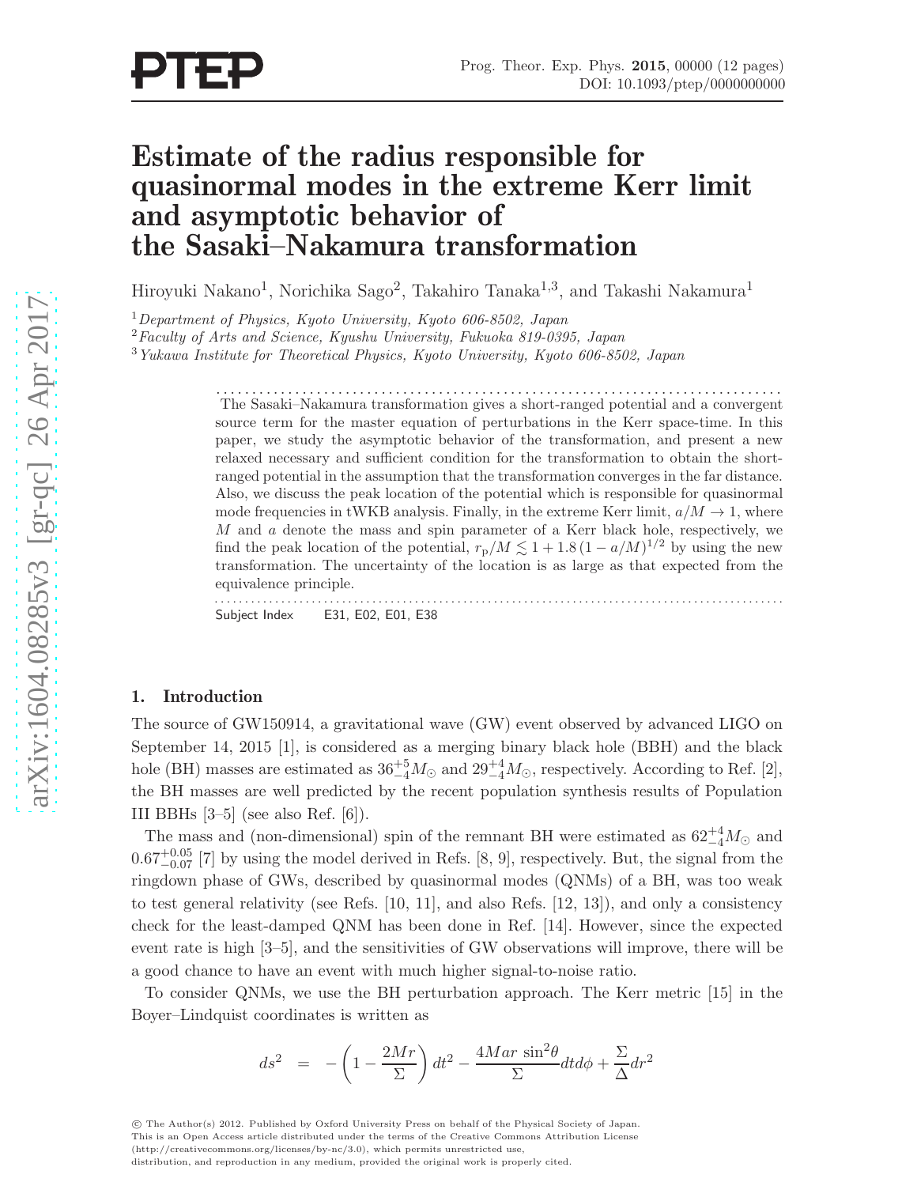# Estimate of the radius responsible for quasinormal modes in the extreme Kerr limit and asymptotic behavior of the Sasaki–Nakamura transformation

Hiroyuki Nakano[1], Norichika Sago[2], Takahiro Tanaka[1,3], and Takashi Nakamura[1]

[1] *Department of Physics, Kyoto University, Kyoto 606-8502, Japan*

[2] *Faculty of Arts and Science, Kyushu University, Fukuoka 819-0395, Japan*

[3] *Yukawa Institute for Theoretical Physics, Kyoto University, Kyoto 606-8502, Japan*

The Sasaki–Nakamura transformation gives a short-ranged potential and a convergent source term for the master equation of perturbations in the Kerr space-time. In this paper, we study the asymptotic behavior of the transformation, and present a new relaxed necessary and sufficient condition for the transformation to obtain the short-ranged potential in the assumption that the transformation converges in the far distance. Also, we discuss the peak location of the potential which is responsible for quasinormal mode frequencies in tWKB analysis. Finally, in the extreme Kerr limit, $a/M \to 1$, where $M$ and $a$ denote the mass and spin parameter of a Kerr black hole, respectively, we find the peak location of the potential, $r_{\rm p}/M \lesssim 1 + 1.8\,(1-a/M)^{1/2}$ by using the new transformation. The uncertainty of the location is as large as that expected from the equivalence principle.

Subject Index E31, E02, E01, E38

## 1. Introduction

The source of GW150914, a gravitational wave (GW) event observed by advanced LIGO on September 14, 2015 [1], is considered as a merging binary black hole (BBH) and the black hole (BH) masses are estimated as $36^{+5}_{-4}M_{\odot}$ and $29^{+4}_{-4}M_{\odot}$, respectively. According to Ref. [2], the BH masses are well predicted by the recent population synthesis results of Population III BBHs [3–5] (see also Ref. [6]).

The mass and (non-dimensional) spin of the remnant BH were estimated as $62^{+4}_{-4}M_{\odot}$ and $0.67^{+0.05}_{-0.07}$ [7] by using the model derived in Refs. [8, 9], respectively. But, the signal from the ringdown phase of GWs, described by quasinormal modes (QNMs) of a BH, was too weak to test general relativity (see Refs. [10, 11], and also Refs. [12, 13]), and only a consistency check for the least-damped QNM has been done in Ref. [14]. However, since the expected event rate is high [3–5], and the sensitivities of GW observations will improve, there will be a good chance to have an event with much higher signal-to-noise ratio.

To consider QNMs, we use the BH perturbation approach. The Kerr metric [15] in the Boyer–Lindquist coordinates is written as

$$ds^2 = -\left(1-\frac{2Mr}{\Sigma}\right)dt^2 - \frac{4Mar\,\sin^2\theta}{\Sigma}dtd\phi + \frac{\Sigma}{\Delta}dr^2$$

© The Author(s) 2012. Published by Oxford University Press on behalf of the Physical Society of Japan. This is an Open Access article distributed under the terms of the Creative Commons Attribution License (http://creativecommons.org/licenses/by-nc/3.0), which permits unrestricted use, distribution, and reproduction in any medium, provided the original work is properly cited.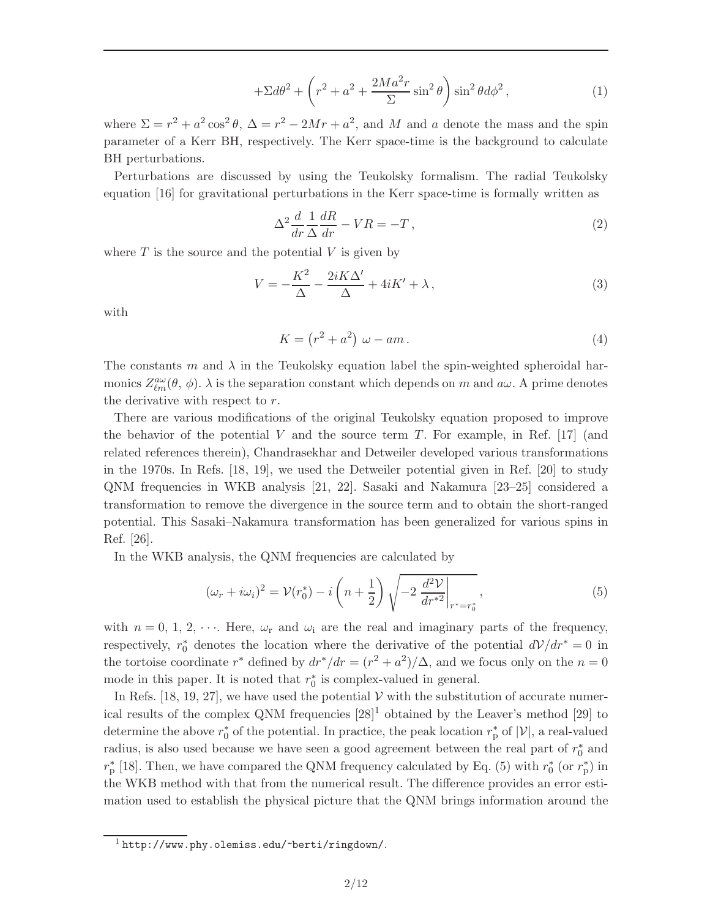$$
+\Sigma d\theta^2 + \left( r^2 + a^2 + \frac{2Ma^2 r}{\Sigma} \sin^2\theta \right) \sin^2\theta d\phi^2 \,, \tag{1}
$$

where $\Sigma = r^2 + a^2 \cos^2\theta$, $\Delta = r^2 - 2Mr + a^2$, and $M$ and $a$ denote the mass and the spin parameter of a Kerr BH, respectively. The Kerr space-time is the background to calculate BH perturbations.

Perturbations are discussed by using the Teukolsky formalism. The radial Teukolsky equation [16] for gravitational perturbations in the Kerr space-time is formally written as

$$
\Delta^2 \frac{d}{dr} \frac{1}{\Delta} \frac{dR}{dr} - VR = -T \,, \tag{2}
$$

where $T$ is the source and the potential $V$ is given by

$$
V = -\frac{K^2}{\Delta} - \frac{2iK\Delta'}{\Delta} + 4iK' + \lambda \,, \tag{3}
$$

with

$$
K = \left( r^2 + a^2 \right) \omega - am \,. \tag{4}
$$

The constants $m$ and $\lambda$ in the Teukolsky equation label the spin-weighted spheroidal harmonics $Z_{\ell m}^{a\omega}(\theta,\, \phi)$. $\lambda$ is the separation constant which depends on $m$ and $a\omega$. A prime denotes the derivative with respect to $r$.

There are various modifications of the original Teukolsky equation proposed to improve the behavior of the potential $V$ and the source term $T$. For example, in Ref. [17] (and related references therein), Chandrasekhar and Detweiler developed various transformations in the 1970s. In Refs. [18, 19], we used the Detweiler potential given in Ref. [20] to study QNM frequencies in WKB analysis [21, 22]. Sasaki and Nakamura [23–25] considered a transformation to remove the divergence in the source term and to obtain the short-ranged potential. This Sasaki–Nakamura transformation has been generalized for various spins in Ref. [26].

In the WKB analysis, the QNM frequencies are calculated by

$$
(\omega_r + i\omega_i)^2 = \mathcal{V}(r_0^*) - i \left( n + \frac{1}{2} \right) \sqrt{-2 \left. \frac{d^2\mathcal{V}}{dr^{*2}} \right|_{r^*=r_0^*}} \,, \tag{5}
$$

with $n = 0,\, 1,\, 2,\, \cdots$. Here, $\omega_{\rm r}$ and $\omega_{\rm i}$ are the real and imaginary parts of the frequency, respectively, $r_0^*$ denotes the location where the derivative of the potential $d\mathcal{V}/dr^* = 0$ in the tortoise coordinate $r^*$ defined by $dr^*/dr = (r^2 + a^2)/\Delta$, and we focus only on the $n = 0$ mode in this paper. It is noted that $r_0^*$ is complex-valued in general.

In Refs. [18, 19, 27], we have used the potential $\mathcal{V}$ with the substitution of accurate numerical results of the complex QNM frequencies [28][1] obtained by the Leaver's method [29] to determine the above $r_0^*$ of the potential. In practice, the peak location $r_{\rm p}^*$ of $|\mathcal{V}|$, a real-valued radius, is also used because we have seen a good agreement between the real part of $r_0^*$ and $r_{\rm p}^*$ [18]. Then, we have compared the QNM frequency calculated by Eq. (5) with $r_0^*$ (or $r_{\rm p}^*$) in the WKB method with that from the numerical result. The difference provides an error estimation used to establish the physical picture that the QNM brings information around the

[1] `http://www.phy.olemiss.edu/~berti/ringdown/`.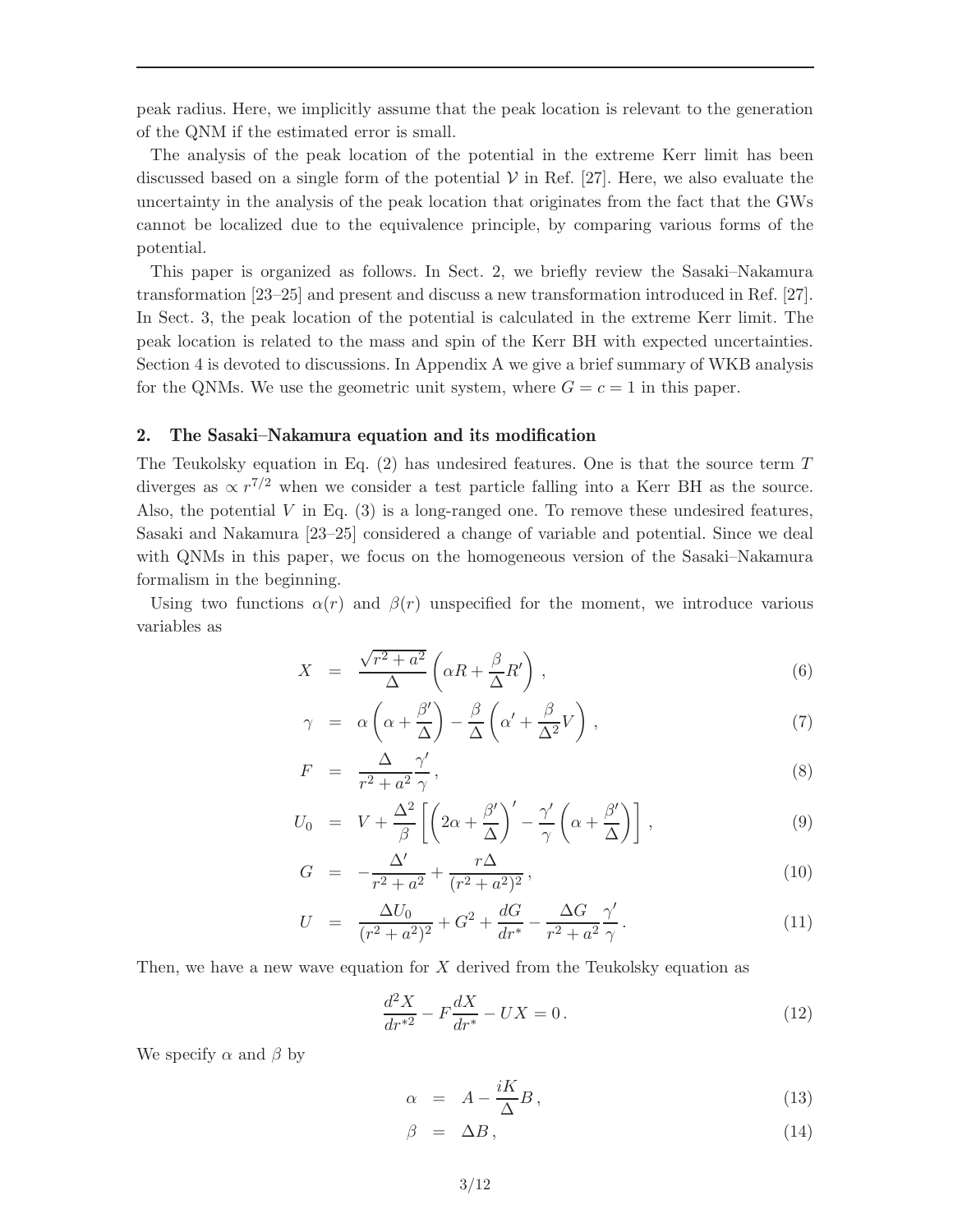peak radius. Here, we implicitly assume that the peak location is relevant to the generation of the QNM if the estimated error is small.

The analysis of the peak location of the potential in the extreme Kerr limit has been discussed based on a single form of the potential $\mathcal{V}$ in Ref. [27]. Here, we also evaluate the uncertainty in the analysis of the peak location that originates from the fact that the GWs cannot be localized due to the equivalence principle, by comparing various forms of the potential.

This paper is organized as follows. In Sect. 2, we briefly review the Sasaki–Nakamura transformation [23–25] and present and discuss a new transformation introduced in Ref. [27]. In Sect. 3, the peak location of the potential is calculated in the extreme Kerr limit. The peak location is related to the mass and spin of the Kerr BH with expected uncertainties. Section 4 is devoted to discussions. In Appendix A we give a brief summary of WKB analysis for the QNMs. We use the geometric unit system, where $G = c = 1$ in this paper.

## 2. The Sasaki–Nakamura equation and its modification

The Teukolsky equation in Eq. (2) has undesired features. One is that the source term $T$ diverges as $\propto r^{7/2}$ when we consider a test particle falling into a Kerr BH as the source. Also, the potential $V$ in Eq. (3) is a long-ranged one. To remove these undesired features, Sasaki and Nakamura [23–25] considered a change of variable and potential. Since we deal with QNMs in this paper, we focus on the homogeneous version of the Sasaki–Nakamura formalism in the beginning.

Using two functions $\alpha(r)$ and $\beta(r)$ unspecified for the moment, we introduce various variables as

$$X = \frac{\sqrt{r^2+a^2}}{\Delta}\left(\alpha R + \frac{\beta}{\Delta}R'\right), \tag{6}$$

$$\gamma = \alpha\left(\alpha + \frac{\beta'}{\Delta}\right) - \frac{\beta}{\Delta}\left(\alpha' + \frac{\beta}{\Delta^2}V\right), \tag{7}$$

$$F = \frac{\Delta}{r^2+a^2}\frac{\gamma'}{\gamma}, \tag{8}$$

$$U_0 = V + \frac{\Delta^2}{\beta}\left[\left(2\alpha + \frac{\beta'}{\Delta}\right)' - \frac{\gamma'}{\gamma}\left(\alpha + \frac{\beta'}{\Delta}\right)\right], \tag{9}$$

$$G = -\frac{\Delta'}{r^2+a^2} + \frac{r\Delta}{(r^2+a^2)^2}, \tag{10}$$

$$U = \frac{\Delta U_0}{(r^2+a^2)^2} + G^2 + \frac{dG}{dr^*} - \frac{\Delta G}{r^2+a^2}\frac{\gamma'}{\gamma}. \tag{11}$$

Then, we have a new wave equation for $X$ derived from the Teukolsky equation as

$$\frac{d^2X}{dr^{*2}} - F\frac{dX}{dr^*} - UX = 0. \tag{12}$$

We specify $\alpha$ and $\beta$ by

$$\alpha = A - \frac{iK}{\Delta}B, \tag{13}$$

$$\beta = \Delta B, \tag{14}$$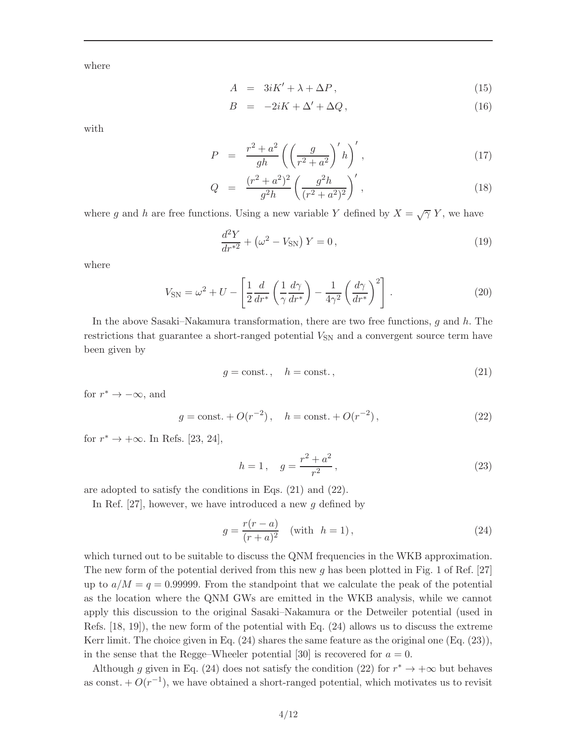where

$$A = 3iK' + \lambda + \Delta P\,, \tag{15}$$

$$B = -2iK + \Delta' + \Delta Q\,, \tag{16}$$

with

$$P = \frac{r^2+a^2}{gh}\left(\left(\frac{g}{r^2+a^2}\right)' h\right)'\,, \tag{17}$$

$$Q = \frac{(r^2+a^2)^2}{g^2 h}\left(\frac{g^2 h}{(r^2+a^2)^2}\right)'\,, \tag{18}$$

where $g$ and $h$ are free functions. Using a new variable $Y$ defined by $X = \sqrt{\gamma}\, Y$, we have

$$\frac{d^2Y}{dr^{*2}} + \left(\omega^2 - V_{\rm SN}\right) Y = 0\,, \tag{19}$$

where

$$V_{\rm SN} = \omega^2 + U - \left[\frac{1}{2}\frac{d}{dr^*}\left(\frac{1}{\gamma}\frac{d\gamma}{dr^*}\right) - \frac{1}{4\gamma^2}\left(\frac{d\gamma}{dr^*}\right)^2\right]\,. \tag{20}$$

In the above Sasaki–Nakamura transformation, there are two free functions, $g$ and $h$. The restrictions that guarantee a short-ranged potential $V_{\rm SN}$ and a convergent source term have been given by

$$g = \text{const.}\,,\quad h = \text{const.}\,, \tag{21}$$

for $r^* \to -\infty$, and

$$g = \text{const.} + O(r^{-2})\,,\quad h = \text{const.} + O(r^{-2})\,, \tag{22}$$

for $r^* \to +\infty$. In Refs. [23, 24],

$$h = 1\,,\quad g = \frac{r^2+a^2}{r^2}\,, \tag{23}$$

are adopted to satisfy the conditions in Eqs. (21) and (22).

In Ref. [27], however, we have introduced a new $g$ defined by

$$g = \frac{r(r-a)}{(r+a)^2}\quad (\text{with}\ \ h = 1)\,, \tag{24}$$

which turned out to be suitable to discuss the QNM frequencies in the WKB approximation. The new form of the potential derived from this new $g$ has been plotted in Fig. 1 of Ref. [27] up to $a/M = q = 0.99999$. From the standpoint that we calculate the peak of the potential as the location where the QNM GWs are emitted in the WKB analysis, while we cannot apply this discussion to the original Sasaki–Nakamura or the Detweiler potential (used in Refs. [18, 19]), the new form of the potential with Eq. (24) allows us to discuss the extreme Kerr limit. The choice given in Eq. (24) shares the same feature as the original one (Eq. (23)), in the sense that the Regge–Wheeler potential [30] is recovered for $a = 0$.

Although $g$ given in Eq. (24) does not satisfy the condition (22) for $r^* \to +\infty$ but behaves as const. $+\,O(r^{-1})$, we have obtained a short-ranged potential, which motivates us to revisit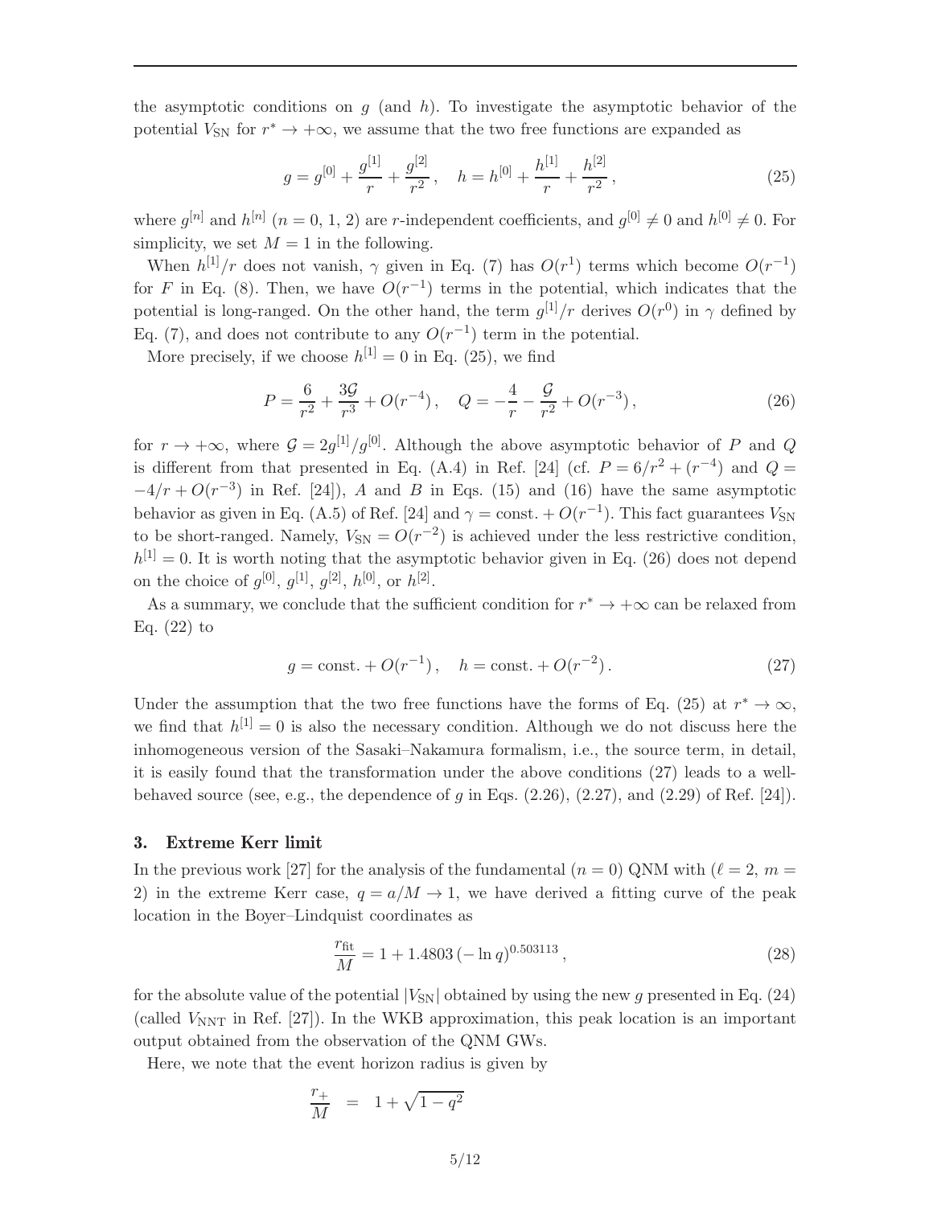the asymptotic conditions on $g$ (and $h$). To investigate the asymptotic behavior of the potential $V_{\rm SN}$ for $r^* \to +\infty$, we assume that the two free functions are expanded as

$$g = g^{[0]} + \frac{g^{[1]}}{r} + \frac{g^{[2]}}{r^2}\,, \quad h = h^{[0]} + \frac{h^{[1]}}{r} + \frac{h^{[2]}}{r^2}\,, \tag{25}$$

where $g^{[n]}$ and $h^{[n]}$ ($n = 0,\,1,\,2$) are $r$-independent coefficients, and $g^{[0]} \neq 0$ and $h^{[0]} \neq 0$. For simplicity, we set $M = 1$ in the following.

When $h^{[1]}/r$ does not vanish, $\gamma$ given in Eq. (7) has $O(r^1)$ terms which become $O(r^{-1})$ for $F$ in Eq. (8). Then, we have $O(r^{-1})$ terms in the potential, which indicates that the potential is long-ranged. On the other hand, the term $g^{[1]}/r$ derives $O(r^0)$ in $\gamma$ defined by Eq. (7), and does not contribute to any $O(r^{-1})$ term in the potential.

More precisely, if we choose $h^{[1]} = 0$ in Eq. (25), we find

$$P = \frac{6}{r^2} + \frac{3\mathcal{G}}{r^3} + O(r^{-4})\,, \quad Q = -\frac{4}{r} - \frac{\mathcal{G}}{r^2} + O(r^{-3})\,, \tag{26}$$

for $r \to +\infty$, where $\mathcal{G} = 2g^{[1]}/g^{[0]}$. Although the above asymptotic behavior of $P$ and $Q$ is different from that presented in Eq. (A.4) in Ref. [24] (cf. $P = 6/r^2 + (r^{-4})$ and $Q = -4/r + O(r^{-3})$ in Ref. [24]), $A$ and $B$ in Eqs. (15) and (16) have the same asymptotic behavior as given in Eq. (A.5) of Ref. [24] and $\gamma = \text{const.} + O(r^{-1})$. This fact guarantees $V_{\rm SN}$ to be short-ranged. Namely, $V_{\rm SN} = O(r^{-2})$ is achieved under the less restrictive condition, $h^{[1]} = 0$. It is worth noting that the asymptotic behavior given in Eq. (26) does not depend on the choice of $g^{[0]}$, $g^{[1]}$, $g^{[2]}$, $h^{[0]}$, or $h^{[2]}$.

As a summary, we conclude that the sufficient condition for $r^* \to +\infty$ can be relaxed from Eq. (22) to

$$g = \text{const.} + O(r^{-1})\,, \quad h = \text{const.} + O(r^{-2})\,. \tag{27}$$

Under the assumption that the two free functions have the forms of Eq. (25) at $r^* \to \infty$, we find that $h^{[1]} = 0$ is also the necessary condition. Although we do not discuss here the inhomogeneous version of the Sasaki–Nakamura formalism, i.e., the source term, in detail, it is easily found that the transformation under the above conditions (27) leads to a well-behaved source (see, e.g., the dependence of $g$ in Eqs. (2.26), (2.27), and (2.29) of Ref. [24]).

## 3. Extreme Kerr limit

In the previous work [27] for the analysis of the fundamental ($n = 0$) QNM with ($\ell = 2$, $m = 2$) in the extreme Kerr case, $q = a/M \to 1$, we have derived a fitting curve of the peak location in the Boyer–Lindquist coordinates as

$$\frac{r_{\rm fit}}{M} = 1 + 1.4803\,(-\ln q)^{0.503113}\,, \tag{28}$$

for the absolute value of the potential $|V_{\rm SN}|$ obtained by using the new $g$ presented in Eq. (24) (called $V_{\rm NNT}$ in Ref. [27]). In the WKB approximation, this peak location is an important output obtained from the observation of the QNM GWs.

Here, we note that the event horizon radius is given by

$$\frac{r_+}{M} \;=\; 1 + \sqrt{1 - q^2}$$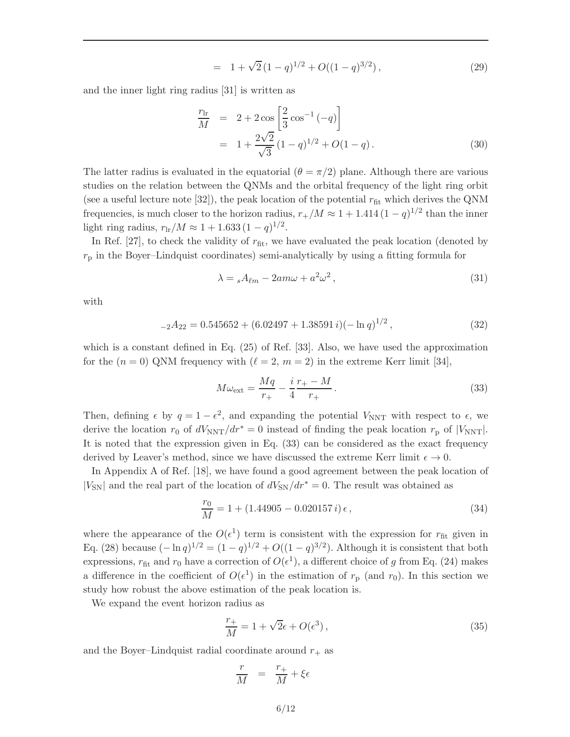$$= \ 1 + \sqrt{2}\,(1-q)^{1/2} + O((1-q)^{3/2})\,, \tag{29}$$

and the inner light ring radius [31] is written as

$$\begin{aligned}
\frac{r_{\rm lr}}{M} &= 2 + 2\cos\left[\frac{2}{3}\cos^{-1}(-q)\right] \\
&= 1 + \frac{2\sqrt{2}}{\sqrt{3}}\,(1-q)^{1/2} + O(1-q)\,.
\end{aligned} \tag{30}$$

The latter radius is evaluated in the equatorial ($\theta = \pi/2$) plane. Although there are various studies on the relation between the QNMs and the orbital frequency of the light ring orbit (see a useful lecture note [32]), the peak location of the potential $r_{\rm fit}$ which derives the QNM frequencies, is much closer to the horizon radius, $r_+/M \approx 1 + 1.414\,(1-q)^{1/2}$ than the inner light ring radius, $r_{\rm lr}/M \approx 1 + 1.633\,(1-q)^{1/2}$.

In Ref. [27], to check the validity of $r_{\rm fit}$, we have evaluated the peak location (denoted by $r_{\rm p}$ in the Boyer–Lindquist coordinates) semi-analytically by using a fitting formula for

$$\lambda = {}_sA_{\ell m} - 2am\omega + a^2\omega^2\,, \tag{31}$$

with

$${}_{-2}A_{22} = 0.545652 + (6.02497 + 1.38591\,i)(-\ln q)^{1/2}\,, \tag{32}$$

which is a constant defined in Eq. (25) of Ref. [33]. Also, we have used the approximation for the ($n = 0$) QNM frequency with ($\ell = 2$, $m = 2$) in the extreme Kerr limit [34],

$$M\omega_{\rm ext} = \frac{Mq}{r_+} - \frac{i}{4}\frac{r_+ - M}{r_+}\,. \tag{33}$$

Then, defining $\epsilon$ by $q = 1 - \epsilon^2$, and expanding the potential $V_{\rm NNT}$ with respect to $\epsilon$, we derive the location $r_0$ of $dV_{\rm NNT}/dr^* = 0$ instead of finding the peak location $r_{\rm p}$ of $|V_{\rm NNT}|$. It is noted that the expression given in Eq. (33) can be considered as the exact frequency derived by Leaver's method, since we have discussed the extreme Kerr limit $\epsilon \to 0$.

In Appendix A of Ref. [18], we have found a good agreement between the peak location of $|V_{\rm SN}|$ and the real part of the location of $dV_{\rm SN}/dr^* = 0$. The result was obtained as

$$\frac{r_0}{M} = 1 + (1.44905 - 0.020157\,i)\,\epsilon\,, \tag{34}$$

where the appearance of the $O(\epsilon^1)$ term is consistent with the expression for $r_{\rm fit}$ given in Eq. (28) because $(-\ln q)^{1/2} = (1-q)^{1/2} + O((1-q)^{3/2})$. Although it is consistent that both expressions, $r_{\rm fit}$ and $r_0$ have a correction of $O(\epsilon^1)$, a different choice of $g$ from Eq. (24) makes a difference in the coefficient of $O(\epsilon^1)$ in the estimation of $r_{\rm p}$ (and $r_0$). In this section we study how robust the above estimation of the peak location is.

We expand the event horizon radius as

$$\frac{r_+}{M} = 1 + \sqrt{2}\epsilon + O(\epsilon^3)\,, \tag{35}$$

and the Boyer–Lindquist radial coordinate around $r_+$ as

$$\frac{r}{M} \ = \ \frac{r_+}{M} + \xi\epsilon$$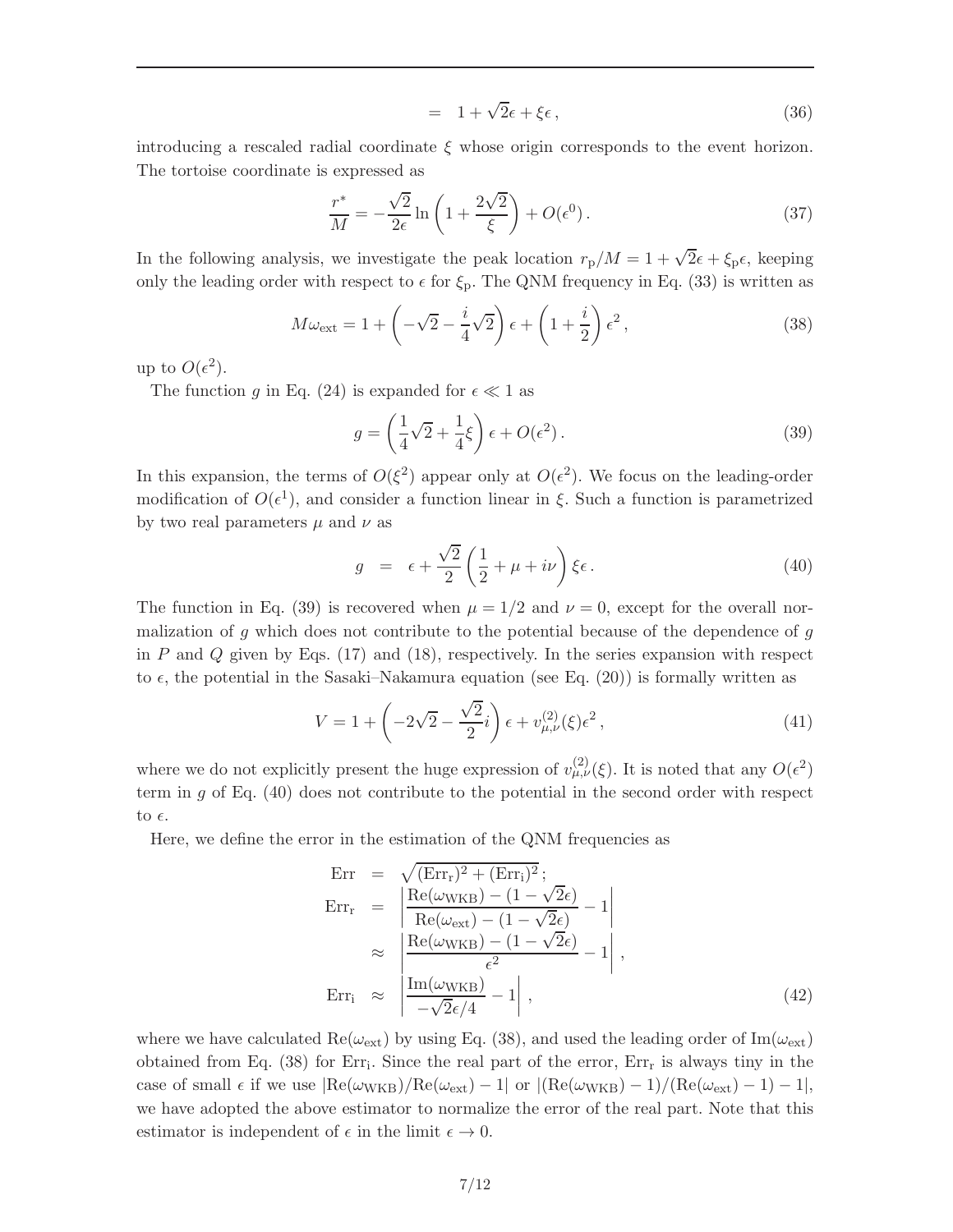$$= \quad 1 + \sqrt{2}\epsilon + \xi\epsilon \,, \tag{36}$$

introducing a rescaled radial coordinate $\xi$ whose origin corresponds to the event horizon. The tortoise coordinate is expressed as

$$\frac{r^*}{M} = -\frac{\sqrt{2}}{2\epsilon} \ln\left(1 + \frac{2\sqrt{2}}{\xi}\right) + O(\epsilon^0) \,. \tag{37}$$

In the following analysis, we investigate the peak location $r_\mathrm{p}/M = 1 + \sqrt{2}\epsilon + \xi_\mathrm{p}\epsilon$, keeping only the leading order with respect to $\epsilon$ for $\xi_\mathrm{p}$. The QNM frequency in Eq. (33) is written as

$$M\omega_\mathrm{ext} = 1 + \left(-\sqrt{2} - \frac{i}{4}\sqrt{2}\right)\epsilon + \left(1 + \frac{i}{2}\right)\epsilon^2 \,, \tag{38}$$

up to $O(\epsilon^2)$.

The function $g$ in Eq. (24) is expanded for $\epsilon \ll 1$ as

$$g = \left(\frac{1}{4}\sqrt{2} + \frac{1}{4}\xi\right)\epsilon + O(\epsilon^2) \,. \tag{39}$$

In this expansion, the terms of $O(\xi^2)$ appear only at $O(\epsilon^2)$. We focus on the leading-order modification of $O(\epsilon^1)$, and consider a function linear in $\xi$. Such a function is parametrized by two real parameters $\mu$ and $\nu$ as

$$g \quad = \quad \epsilon + \frac{\sqrt{2}}{2}\left(\frac{1}{2} + \mu + i\nu\right)\xi\epsilon \,. \tag{40}$$

The function in Eq. (39) is recovered when $\mu = 1/2$ and $\nu = 0$, except for the overall normalization of $g$ which does not contribute to the potential because of the dependence of $g$ in $P$ and $Q$ given by Eqs. (17) and (18), respectively. In the series expansion with respect to $\epsilon$, the potential in the Sasaki–Nakamura equation (see Eq. (20)) is formally written as

$$V = 1 + \left(-2\sqrt{2} - \frac{\sqrt{2}}{2}i\right)\epsilon + v^{(2)}_{\mu,\nu}(\xi)\epsilon^2 \,, \tag{41}$$

where we do not explicitly present the huge expression of $v^{(2)}_{\mu,\nu}(\xi)$. It is noted that any $O(\epsilon^2)$ term in $g$ of Eq. (40) does not contribute to the potential in the second order with respect to $\epsilon$.

Here, we define the error in the estimation of the QNM frequencies as

$$\begin{aligned}
\mathrm{Err} &= \sqrt{(\mathrm{Err_r})^2 + (\mathrm{Err_i})^2} \,; \\
\mathrm{Err_r} &= \left| \frac{\mathrm{Re}(\omega_\mathrm{WKB}) - (1 - \sqrt{2}\epsilon)}{\mathrm{Re}(\omega_\mathrm{ext}) - (1 - \sqrt{2}\epsilon)} - 1 \right| \\
&\approx \left| \frac{\mathrm{Re}(\omega_\mathrm{WKB}) - (1 - \sqrt{2}\epsilon)}{\epsilon^2} - 1 \right| \,, \\
\mathrm{Err_i} &\approx \left| \frac{\mathrm{Im}(\omega_\mathrm{WKB})}{-\sqrt{2}\epsilon/4} - 1 \right| \,,
\end{aligned} \tag{42}$$

where we have calculated $\mathrm{Re}(\omega_\mathrm{ext})$ by using Eq. (38), and used the leading order of $\mathrm{Im}(\omega_\mathrm{ext})$ obtained from Eq. (38) for $\mathrm{Err_i}$. Since the real part of the error, $\mathrm{Err_r}$ is always tiny in the case of small $\epsilon$ if we use $|\mathrm{Re}(\omega_\mathrm{WKB})/\mathrm{Re}(\omega_\mathrm{ext}) - 1|$ or $|(\mathrm{Re}(\omega_\mathrm{WKB}) - 1)/(\mathrm{Re}(\omega_\mathrm{ext}) - 1) - 1|$, we have adopted the above estimator to normalize the error of the real part. Note that this estimator is independent of $\epsilon$ in the limit $\epsilon \to 0$.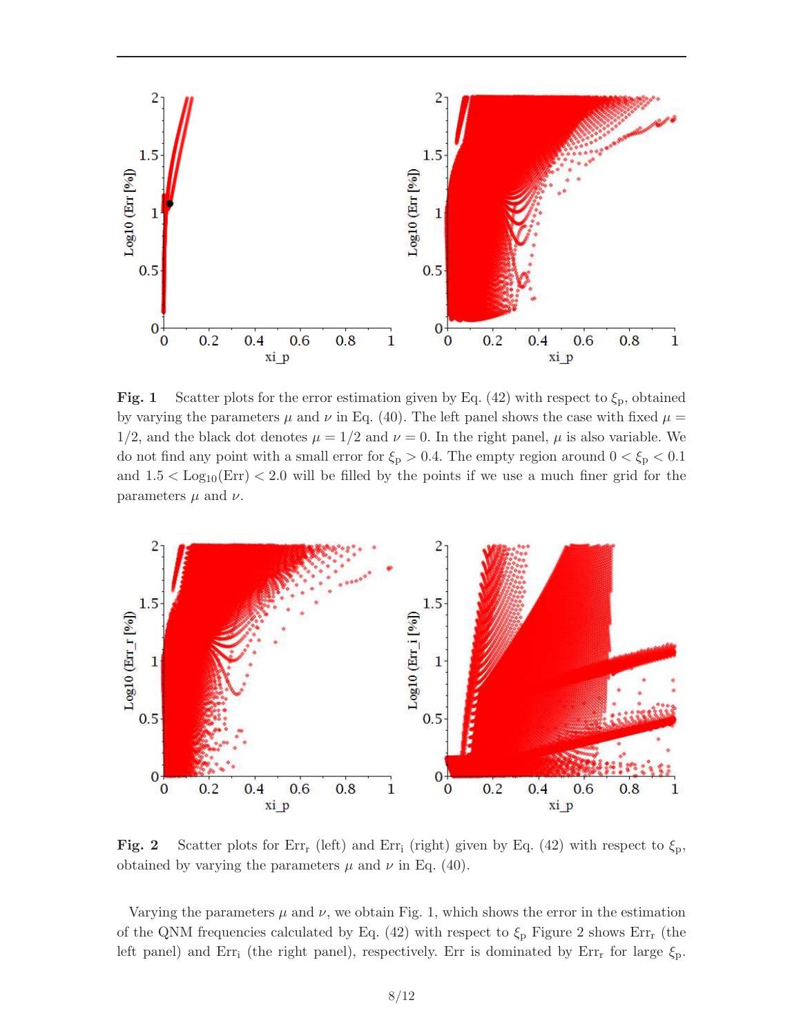Log10 (Err [%])

2
1.5
1
0.5
0

0 0.2 0.4 0.6 0.8 1

xi_p

Log10 (Err [%])

2
1.5
1
0.5
0

0 0.2 0.4 0.6 0.8 1

xi_p

**Fig. 1** Scatter plots for the error estimation given by Eq. (42) with respect to $\xi_{\rm p}$, obtained by varying the parameters $\mu$ and $\nu$ in Eq. (40). The left panel shows the case with fixed $\mu = 1/2$, and the black dot denotes $\mu = 1/2$ and $\nu = 0$. In the right panel, $\mu$ is also variable. We do not find any point with a small error for $\xi_{\rm p} > 0.4$. The empty region around $0 < \xi_{\rm p} < 0.1$ and $1.5 < \mathrm{Log}_{10}(\mathrm{Err}) < 2.0$ will be filled by the points if we use a much finer grid for the parameters $\mu$ and $\nu$.

Log10 (Err_r [%])

2
1.5
1
0.5
0

0 0.2 0.4 0.6 0.8 1

xi_p

Log10 (Err_i [%])

2
1.5
1
0.5
0

0 0.2 0.4 0.6 0.8 1

xi_p

**Fig. 2** Scatter plots for $\mathrm{Err_r}$ (left) and $\mathrm{Err_i}$ (right) given by Eq. (42) with respect to $\xi_{\rm p}$, obtained by varying the parameters $\mu$ and $\nu$ in Eq. (40).

Varying the parameters $\mu$ and $\nu$, we obtain Fig. 1, which shows the error in the estimation of the QNM frequencies calculated by Eq. (42) with respect to $\xi_{\rm p}$ Figure 2 shows $\mathrm{Err_r}$ (the left panel) and $\mathrm{Err_i}$ (the right panel), respectively. Err is dominated by $\mathrm{Err_r}$ for large $\xi_{\rm p}$.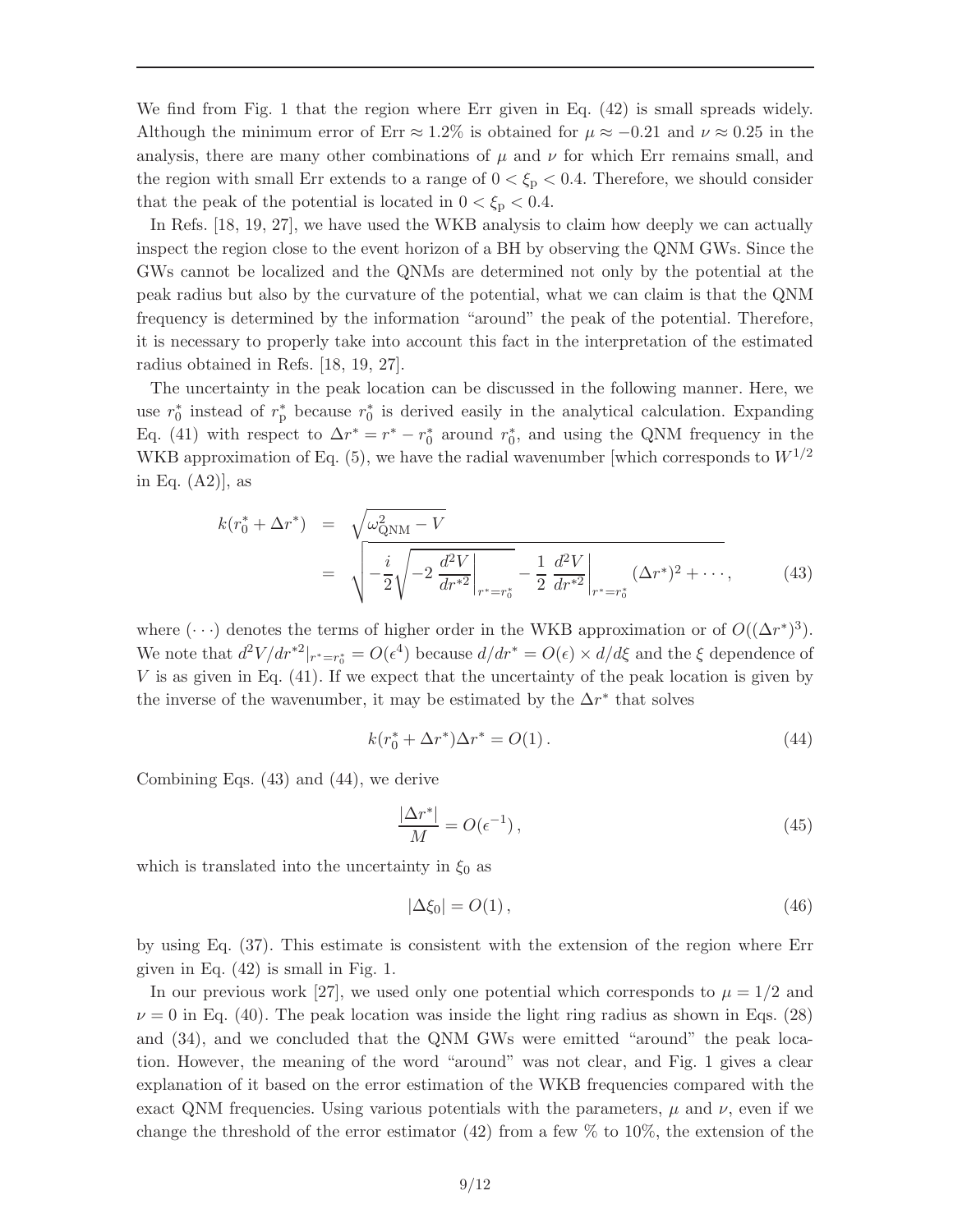We find from Fig. 1 that the region where Err given in Eq. (42) is small spreads widely. Although the minimum error of Err $\approx 1.2\%$ is obtained for $\mu \approx -0.21$ and $\nu \approx 0.25$ in the analysis, there are many other combinations of $\mu$ and $\nu$ for which Err remains small, and the region with small Err extends to a range of $0 < \xi_\mathrm{p} < 0.4$. Therefore, we should consider that the peak of the potential is located in $0 < \xi_\mathrm{p} < 0.4$.

In Refs. [18, 19, 27], we have used the WKB analysis to claim how deeply we can actually inspect the region close to the event horizon of a BH by observing the QNM GWs. Since the GWs cannot be localized and the QNMs are determined not only by the potential at the peak radius but also by the curvature of the potential, what we can claim is that the QNM frequency is determined by the information "around" the peak of the potential. Therefore, it is necessary to properly take into account this fact in the interpretation of the estimated radius obtained in Refs. [18, 19, 27].

The uncertainty in the peak location can be discussed in the following manner. Here, we use $r_0^*$ instead of $r_\mathrm{p}^*$ because $r_0^*$ is derived easily in the analytical calculation. Expanding Eq. (41) with respect to $\Delta r^* = r^* - r_0^*$ around $r_0^*$, and using the QNM frequency in the WKB approximation of Eq. (5), we have the radial wavenumber [which corresponds to $W^{1/2}$ in Eq. (A2)], as

$$
\begin{aligned}
k(r_0^* + \Delta r^*) &= \sqrt{\omega_\mathrm{QNM}^2 - V} \\
&= \sqrt{-\frac{i}{2}\sqrt{-2\left.\frac{d^2V}{dr^{*2}}\right|_{r^*=r_0^*}} - \frac{1}{2}\left.\frac{d^2V}{dr^{*2}}\right|_{r^*=r_0^*}(\Delta r^*)^2 + \cdots}\,,
\end{aligned}
\tag{43}
$$

where $(\cdots)$ denotes the terms of higher order in the WKB approximation or of $O((\Delta r^*)^3)$. We note that $d^2V/dr^{*2}|_{r^*=r_0^*} = O(\epsilon^4)$ because $d/dr^* = O(\epsilon) \times d/d\xi$ and the $\xi$ dependence of $V$ is as given in Eq. (41). If we expect that the uncertainty of the peak location is given by the inverse of the wavenumber, it may be estimated by the $\Delta r^*$ that solves

$$
k(r_0^* + \Delta r^*)\Delta r^* = O(1)\,. \tag{44}
$$

Combining Eqs. (43) and (44), we derive

$$
\frac{|\Delta r^*|}{M} = O(\epsilon^{-1})\,, \tag{45}
$$

which is translated into the uncertainty in $\xi_0$ as

$$
|\Delta \xi_0| = O(1)\,, \tag{46}
$$

by using Eq. (37). This estimate is consistent with the extension of the region where Err given in Eq. (42) is small in Fig. 1.

In our previous work [27], we used only one potential which corresponds to $\mu = 1/2$ and $\nu = 0$ in Eq. (40). The peak location was inside the light ring radius as shown in Eqs. (28) and (34), and we concluded that the QNM GWs were emitted "around" the peak location. However, the meaning of the word "around" was not clear, and Fig. 1 gives a clear explanation of it based on the error estimation of the WKB frequencies compared with the exact QNM frequencies. Using various potentials with the parameters, $\mu$ and $\nu$, even if we change the threshold of the error estimator (42) from a few % to 10%, the extension of the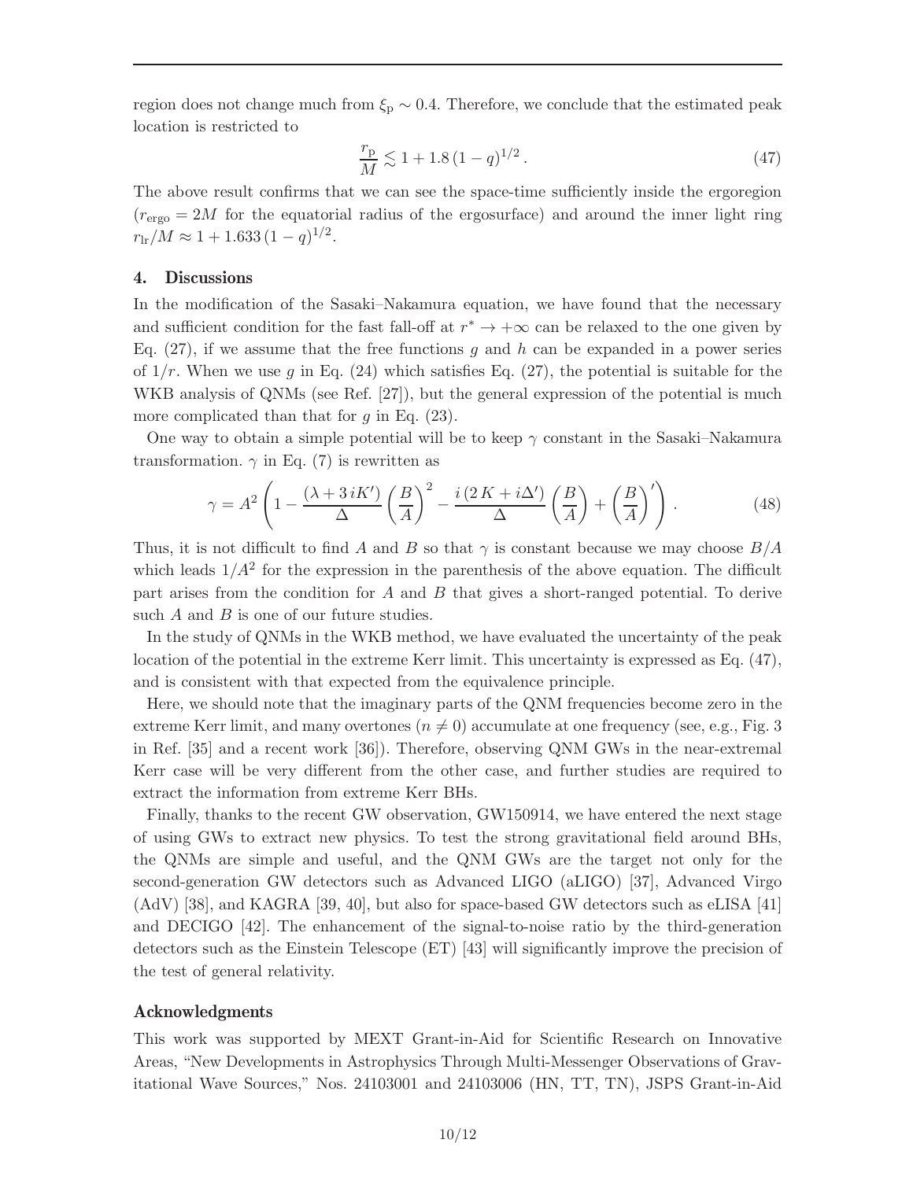region does not change much from $\xi_{\rm p} \sim 0.4$. Therefore, we conclude that the estimated peak location is restricted to

$$\frac{r_{\rm p}}{M} \lesssim 1 + 1.8\,(1-q)^{1/2}\,. \tag{47}$$

The above result confirms that we can see the space-time sufficiently inside the ergoregion ($r_{\rm ergo} = 2M$ for the equatorial radius of the ergosurface) and around the inner light ring $r_{\rm lr}/M \approx 1 + 1.633\,(1-q)^{1/2}$.

## 4. Discussions

In the modification of the Sasaki–Nakamura equation, we have found that the necessary and sufficient condition for the fast fall-off at $r^* \to +\infty$ can be relaxed to the one given by Eq. (27), if we assume that the free functions $g$ and $h$ can be expanded in a power series of $1/r$. When we use $g$ in Eq. (24) which satisfies Eq. (27), the potential is suitable for the WKB analysis of QNMs (see Ref. [27]), but the general expression of the potential is much more complicated than that for $g$ in Eq. (23).

One way to obtain a simple potential will be to keep $\gamma$ constant in the Sasaki–Nakamura transformation. $\gamma$ in Eq. (7) is rewritten as

$$\gamma = A^2 \left( 1 - \frac{(\lambda + 3\,iK')}{\Delta} \left(\frac{B}{A}\right)^2 - \frac{i\,(2\,K + i\Delta')}{\Delta} \left(\frac{B}{A}\right) + \left(\frac{B}{A}\right)' \right)\,. \tag{48}$$

Thus, it is not difficult to find $A$ and $B$ so that $\gamma$ is constant because we may choose $B/A$ which leads $1/A^2$ for the expression in the parenthesis of the above equation. The difficult part arises from the condition for $A$ and $B$ that gives a short-ranged potential. To derive such $A$ and $B$ is one of our future studies.

In the study of QNMs in the WKB method, we have evaluated the uncertainty of the peak location of the potential in the extreme Kerr limit. This uncertainty is expressed as Eq. (47), and is consistent with that expected from the equivalence principle.

Here, we should note that the imaginary parts of the QNM frequencies become zero in the extreme Kerr limit, and many overtones ($n \neq 0$) accumulate at one frequency (see, e.g., Fig. 3 in Ref. [35] and a recent work [36]). Therefore, observing QNM GWs in the near-extremal Kerr case will be very different from the other case, and further studies are required to extract the information from extreme Kerr BHs.

Finally, thanks to the recent GW observation, GW150914, we have entered the next stage of using GWs to extract new physics. To test the strong gravitational field around BHs, the QNMs are simple and useful, and the QNM GWs are the target not only for the second-generation GW detectors such as Advanced LIGO (aLIGO) [37], Advanced Virgo (AdV) [38], and KAGRA [39, 40], but also for space-based GW detectors such as eLISA [41] and DECIGO [42]. The enhancement of the signal-to-noise ratio by the third-generation detectors such as the Einstein Telescope (ET) [43] will significantly improve the precision of the test of general relativity.

### Acknowledgments

This work was supported by MEXT Grant-in-Aid for Scientific Research on Innovative Areas, "New Developments in Astrophysics Through Multi-Messenger Observations of Gravitational Wave Sources," Nos. 24103001 and 24103006 (HN, TT, TN), JSPS Grant-in-Aid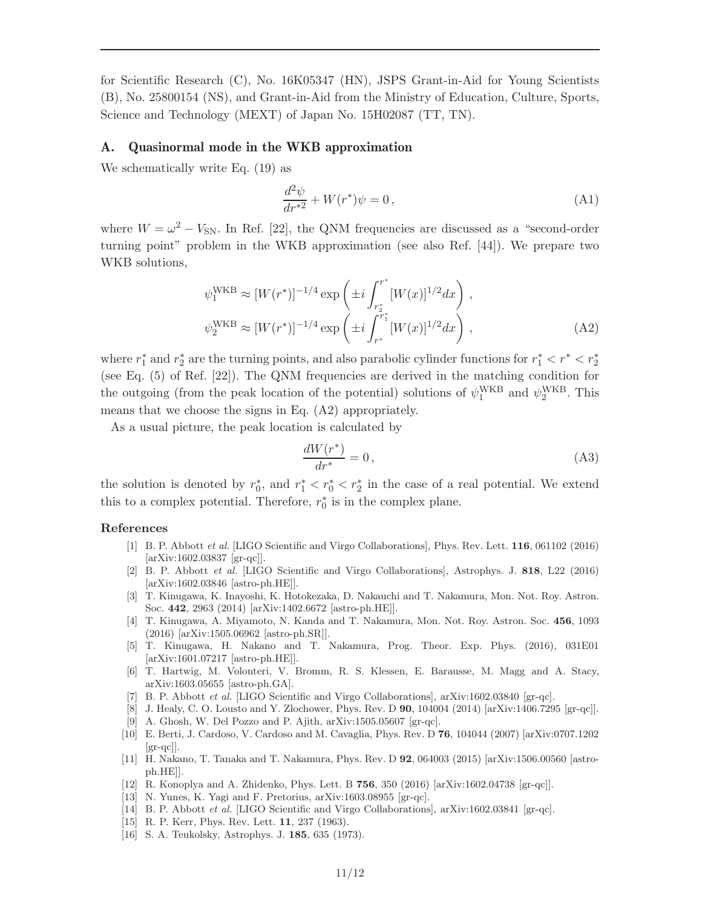for Scientific Research (C), No. 16K05347 (HN), JSPS Grant-in-Aid for Young Scientists (B), No. 25800154 (NS), and Grant-in-Aid from the Ministry of Education, Culture, Sports, Science and Technology (MEXT) of Japan No. 15H02087 (TT, TN).

## A. Quasinormal mode in the WKB approximation

We schematically write Eq. (19) as

$$\frac{d^2\psi}{dr^{*2}} + W(r^*)\psi = 0\,, \tag{A1}$$

where $W = \omega^2 - V_{\rm SN}$. In Ref. [22], the QNM frequencies are discussed as a "second-order turning point" problem in the WKB approximation (see also Ref. [44]). We prepare two WKB solutions,

$$\begin{aligned}
\psi_1^{\rm WKB} &\approx [W(r^*)]^{-1/4} \exp\left(\pm i \int_{r_2^*}^{r^*} [W(x)]^{1/2} dx\right)\,, \\
\psi_2^{\rm WKB} &\approx [W(r^*)]^{-1/4} \exp\left(\pm i \int_{r^*}^{r_1^*} [W(x)]^{1/2} dx\right)\,,
\end{aligned} \tag{A2}$$

where $r_1^*$ and $r_2^*$ are the turning points, and also parabolic cylinder functions for $r_1^* < r^* < r_2^*$ (see Eq. (5) of Ref. [22]). The QNM frequencies are derived in the matching condition for the outgoing (from the peak location of the potential) solutions of $\psi_1^{\rm WKB}$ and $\psi_2^{\rm WKB}$. This means that we choose the signs in Eq. (A2) appropriately.

As a usual picture, the peak location is calculated by

$$\frac{dW(r^*)}{dr^*} = 0\,, \tag{A3}$$

the solution is denoted by $r_0^*$, and $r_1^* < r_0^* < r_2^*$ in the case of a real potential. We extend this to a complex potential. Therefore, $r_0^*$ is in the complex plane.

## References

[1] B. P. Abbott *et al.* [LIGO Scientific and Virgo Collaborations], Phys. Rev. Lett. **116**, 061102 (2016) [arXiv:1602.03837 [gr-qc]].

[2] B. P. Abbott *et al.* [LIGO Scientific and Virgo Collaborations], Astrophys. J. **818**, L22 (2016) [arXiv:1602.03846 [astro-ph.HE]].

[3] T. Kinugawa, K. Inayoshi, K. Hotokezaka, D. Nakauchi and T. Nakamura, Mon. Not. Roy. Astron. Soc. **442**, 2963 (2014) [arXiv:1402.6672 [astro-ph.HE]].

[4] T. Kinugawa, A. Miyamoto, N. Kanda and T. Nakamura, Mon. Not. Roy. Astron. Soc. **456**, 1093 (2016) [arXiv:1505.06962 [astro-ph.SR]].

[5] T. Kinugawa, H. Nakano and T. Nakamura, Prog. Theor. Exp. Phys. (2016), 031E01 [arXiv:1601.07217 [astro-ph.HE]].

[6] T. Hartwig, M. Volonteri, V. Bromm, R. S. Klessen, E. Barausse, M. Magg and A. Stacy, arXiv:1603.05655 [astro-ph.GA].

[7] B. P. Abbott *et al.* [LIGO Scientific and Virgo Collaborations], arXiv:1602.03840 [gr-qc].

[8] J. Healy, C. O. Lousto and Y. Zlochower, Phys. Rev. D **90**, 104004 (2014) [arXiv:1406.7295 [gr-qc]].

[9] A. Ghosh, W. Del Pozzo and P. Ajith, arXiv:1505.05607 [gr-qc].

[10] E. Berti, J. Cardoso, V. Cardoso and M. Cavaglia, Phys. Rev. D **76**, 104044 (2007) [arXiv:0707.1202 [gr-qc]].

[11] H. Nakano, T. Tanaka and T. Nakamura, Phys. Rev. D **92**, 064003 (2015) [arXiv:1506.00560 [astro-ph.HE]].

[12] R. Konoplya and A. Zhidenko, Phys. Lett. B **756**, 350 (2016) [arXiv:1602.04738 [gr-qc]].

[13] N. Yunes, K. Yagi and F. Pretorius, arXiv:1603.08955 [gr-qc].

[14] B. P. Abbott *et al.* [LIGO Scientific and Virgo Collaborations], arXiv:1602.03841 [gr-qc].

[15] R. P. Kerr, Phys. Rev. Lett. **11**, 237 (1963).

[16] S. A. Teukolsky, Astrophys. J. **185**, 635 (1973).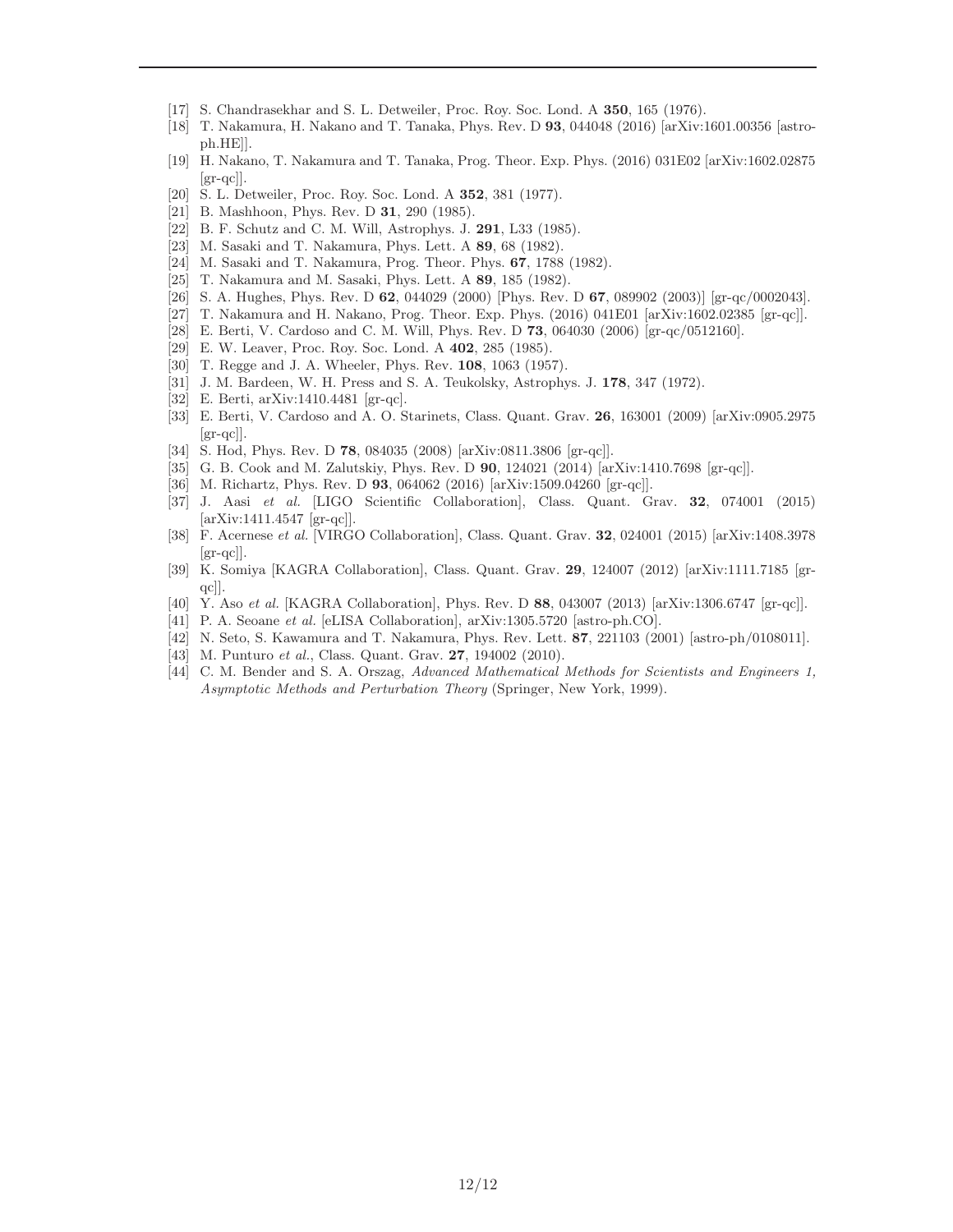[17] S. Chandrasekhar and S. L. Detweiler, Proc. Roy. Soc. Lond. A **350**, 165 (1976).

[18] T. Nakamura, H. Nakano and T. Tanaka, Phys. Rev. D **93**, 044048 (2016) [arXiv:1601.00356 [astro-ph.HE]].

[19] H. Nakano, T. Nakamura and T. Tanaka, Prog. Theor. Exp. Phys. (2016) 031E02 [arXiv:1602.02875 [gr-qc]].

[20] S. L. Detweiler, Proc. Roy. Soc. Lond. A **352**, 381 (1977).

[21] B. Mashhoon, Phys. Rev. D **31**, 290 (1985).

[22] B. F. Schutz and C. M. Will, Astrophys. J. **291**, L33 (1985).

[23] M. Sasaki and T. Nakamura, Phys. Lett. A **89**, 68 (1982).

[24] M. Sasaki and T. Nakamura, Prog. Theor. Phys. **67**, 1788 (1982).

[25] T. Nakamura and M. Sasaki, Phys. Lett. A **89**, 185 (1982).

[26] S. A. Hughes, Phys. Rev. D **62**, 044029 (2000) [Phys. Rev. D **67**, 089902 (2003)] [gr-qc/0002043].

[27] T. Nakamura and H. Nakano, Prog. Theor. Exp. Phys. (2016) 041E01 [arXiv:1602.02385 [gr-qc]].

[28] E. Berti, V. Cardoso and C. M. Will, Phys. Rev. D **73**, 064030 (2006) [gr-qc/0512160].

[29] E. W. Leaver, Proc. Roy. Soc. Lond. A **402**, 285 (1985).

[30] T. Regge and J. A. Wheeler, Phys. Rev. **108**, 1063 (1957).

[31] J. M. Bardeen, W. H. Press and S. A. Teukolsky, Astrophys. J. **178**, 347 (1972).

[32] E. Berti, arXiv:1410.4481 [gr-qc].

[33] E. Berti, V. Cardoso and A. O. Starinets, Class. Quant. Grav. **26**, 163001 (2009) [arXiv:0905.2975 [gr-qc]].

[34] S. Hod, Phys. Rev. D **78**, 084035 (2008) [arXiv:0811.3806 [gr-qc]].

[35] G. B. Cook and M. Zalutskiy, Phys. Rev. D **90**, 124021 (2014) [arXiv:1410.7698 [gr-qc]].

[36] M. Richartz, Phys. Rev. D **93**, 064062 (2016) [arXiv:1509.04260 [gr-qc]].

[37] J. Aasi *et al.* [LIGO Scientific Collaboration], Class. Quant. Grav. **32**, 074001 (2015) [arXiv:1411.4547 [gr-qc]].

[38] F. Acernese *et al.* [VIRGO Collaboration], Class. Quant. Grav. **32**, 024001 (2015) [arXiv:1408.3978 [gr-qc]].

[39] K. Somiya [KAGRA Collaboration], Class. Quant. Grav. **29**, 124007 (2012) [arXiv:1111.7185 [gr-qc]].

[40] Y. Aso *et al.* [KAGRA Collaboration], Phys. Rev. D **88**, 043007 (2013) [arXiv:1306.6747 [gr-qc]].

[41] P. A. Seoane *et al.* [eLISA Collaboration], arXiv:1305.5720 [astro-ph.CO].

[42] N. Seto, S. Kawamura and T. Nakamura, Phys. Rev. Lett. **87**, 221103 (2001) [astro-ph/0108011].

[43] M. Punturo *et al.*, Class. Quant. Grav. **27**, 194002 (2010).

[44] C. M. Bender and S. A. Orszag, *Advanced Mathematical Methods for Scientists and Engineers 1, Asymptotic Methods and Perturbation Theory* (Springer, New York, 1999).